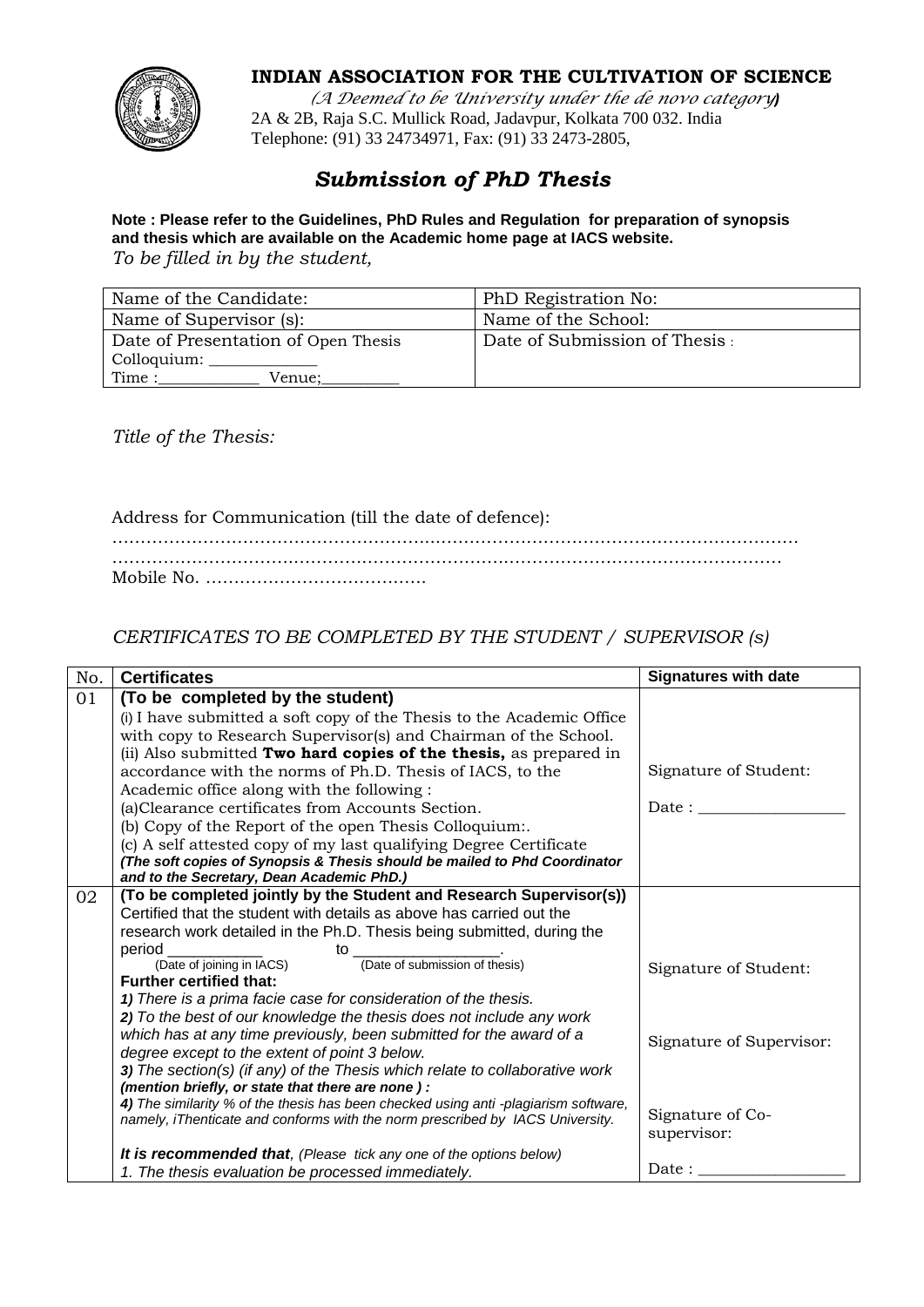**INDIAN ASSOCIATION FOR THE CULTIVATION OF SCIENCE**

*(A Deemed to be University under the de novo category)*

2A & 2B, Raja S.C. Mullick Road, Jadavpur, Kolkata 700 032. India

Telephone: (91) 33 24734971, Fax: (91) 33 2473-2805,

# *Submission of PhD Thesis*

**Note : Please refer to the Guidelines, PhD Rules and Regulation for preparation of synopsis and thesis which are available on the Academic home page at IACS website.**

*To be filled in by the student,*

| Name of the Candidate: | PhD Registration No: |
|---|---|
| Name of Supervisor (s): | Name of the School: |
| Date of Presentation of Open Thesis Colloquium: _____________<br>Time :____________ Venue;_________ | Date of Submission of Thesis : |

*Title of the Thesis:*

Address for Communication (till the date of defence):

……………………………………………………………………………………………………

……………………………………………………………………………………………………

Mobile No. …………………………………

*CERTIFICATES TO BE COMPLETED BY THE STUDENT / SUPERVISOR (s)*

| No. | **Certificates** | **Signatures with date** |
|---|---|---|
| 01 | **(To be completed by the student)**<br>(i) I have submitted a soft copy of the Thesis to the Academic Office with copy to Research Supervisor(s) and Chairman of the School.<br>(ii) Also submitted **Two hard copies of the thesis,** as prepared in accordance with the norms of Ph.D. Thesis of IACS, to the Academic office along with the following :<br>(a)Clearance certificates from Accounts Section.<br>(b) Copy of the Report of the open Thesis Colloquium:.<br>(c) A self attested copy of my last qualifying Degree Certificate<br>***(The soft copies of Synopsis & Thesis should be mailed to Phd Coordinator and to the Secretary, Dean Academic PhD.)*** | Signature of Student:<br><br>Date : _______________ |
| 02 | **(To be completed jointly by the Student and Research Supervisor(s))**<br>Certified that the student with details as above has carried out the research work detailed in the Ph.D. Thesis being submitted, during the period __________ to _______________.<br>(Date of joining in IACS) (Date of submission of thesis)<br>**Further certified that:**<br>***1)*** *There is a prima facie case for consideration of the thesis.*<br>***2)*** *To the best of our knowledge the thesis does not include any work which has at any time previously, been submitted for the award of a degree except to the extent of point 3 below.*<br>***3)*** *The section(s) (if any) of the Thesis which relate to collaborative work* ***(mention briefly, or state that there are none ) :***<br>***4)*** *The similarity % of the thesis has been checked using anti -plagiarism software, namely, iThenticate and conforms with the norm prescribed by IACS University.*<br><br>***It is recommended that****, (Please tick any one of the options below)*<br>*1. The thesis evaluation be processed immediately.* | Signature of Student:<br><br>Signature of Supervisor:<br><br>Signature of Co-supervisor:<br><br>Date : _______________ |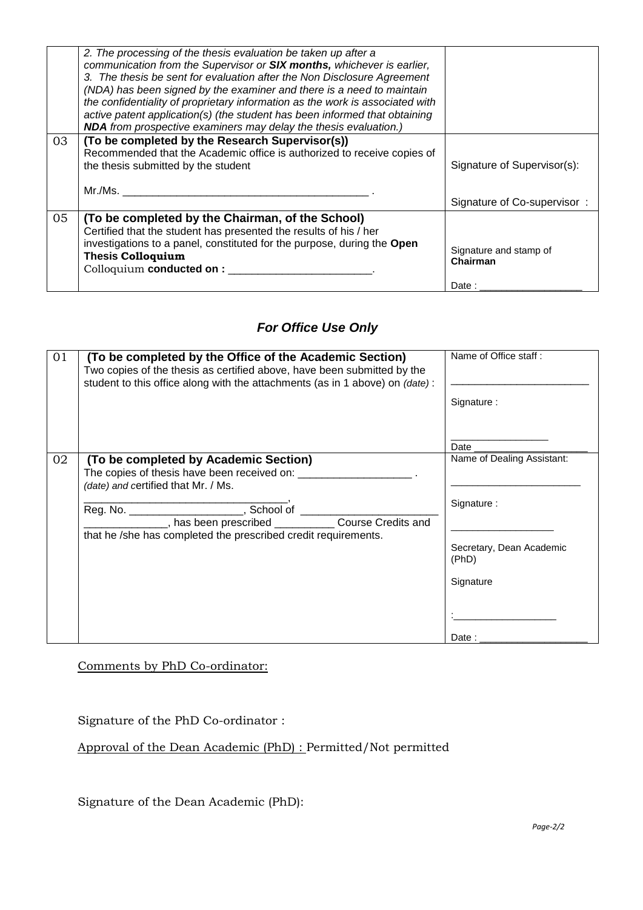| | | |
|---|---|---|
| | *2. The processing of the thesis evaluation be taken up after a communication from the Supervisor or **SIX months,** whichever is earlier, 3. The thesis be sent for evaluation after the Non Disclosure Agreement (NDA) has been signed by the examiner and there is a need to maintain the confidentiality of proprietary information as the work is associated with active patent application(s) (the student has been informed that obtaining **NDA** from prospective examiners may delay the thesis evaluation.)* | |
| 03 | **(To be completed by the Research Supervisor(s))** Recommended that the Academic office is authorized to receive copies of the thesis submitted by the student <br><br> Mr./Ms. ________________________________________ . | Signature of Supervisor(s): <br><br> Signature of Co-supervisor : |
| 05 | **(To be completed by the Chairman, of the School)** Certified that the student has presented the results of his / her investigations to a panel, constituted for the purpose, during the **Open Thesis Colloquium** <br> Colloquium **conducted on :** _______________________. | Signature and stamp of **Chairman** <br><br> Date : __________________ |

## *For Office Use Only*

| | | |
|---|---|---|
| 01 | **(To be completed by the Office of the Academic Section)** Two copies of the thesis as certified above, have been submitted by the student to this office along with the attachments (as in 1 above) on *(date)* : | Name of Office staff : <br> ______________________ <br> Signature : <br><br> ________________ <br> Date ____________________ |
| 02 | **(To be completed by Academic Section)** The copies of thesis have been received on: __________________ . *(date) and c*ertified that Mr. / Ms. <br> _______________________________, <br> Reg. No. __________________, School of ______________________ <br> _____________, has been prescribed __________ Course Credits and that he /she has completed the prescribed credit requirements. | Name of Dealing Assistant: <br> ______________________ <br> Signature : <br> _________________ <br> Secretary, Dean Academic (PhD) <br> Signature <br> :__________________ <br> Date : ___________________ |

Comments by PhD Co-ordinator:

Signature of the PhD Co-ordinator :

Approval of the Dean Academic (PhD) : Permitted/Not permitted

Signature of the Dean Academic (PhD):